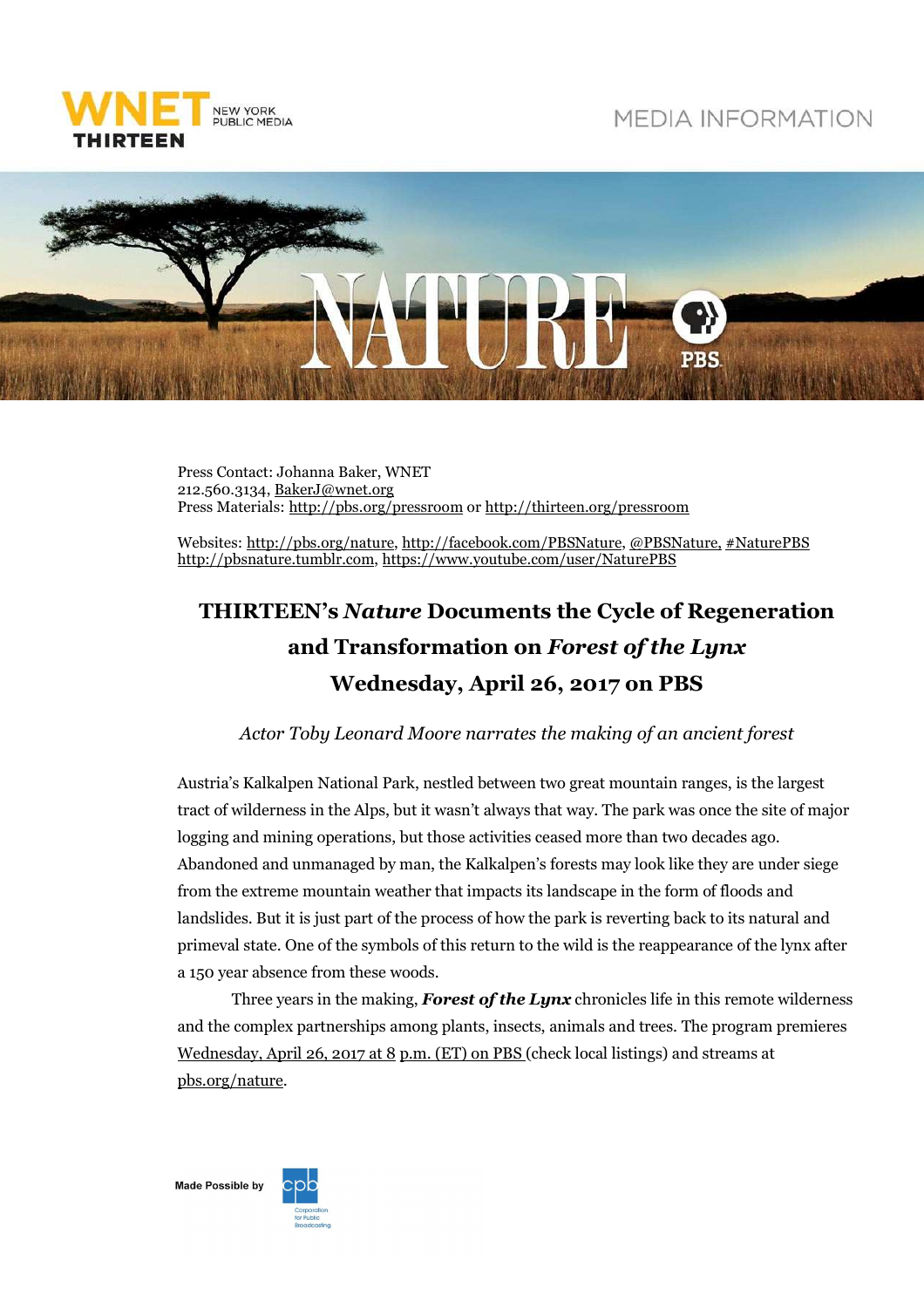WNET NEW YORK PUBLIC MEDIA THIRTEEN

MEDIA INFORMATION

Press Contact: Johanna Baker, WNET
212.560.3134, BakerJ@wnet.org
Press Materials: http://pbs.org/pressroom or http://thirteen.org/pressroom

Websites: http://pbs.org/nature, http://facebook.com/PBSNature, @PBSNature, #NaturePBS
http://pbsnature.tumblr.com, https://www.youtube.com/user/NaturePBS

# THIRTEEN's *Nature* Documents the Cycle of Regeneration and Transformation on *Forest of the Lynx* Wednesday, April 26, 2017 on PBS

*Actor Toby Leonard Moore narrates the making of an ancient forest*

Austria's Kalkalpen National Park, nestled between two great mountain ranges, is the largest tract of wilderness in the Alps, but it wasn't always that way. The park was once the site of major logging and mining operations, but those activities ceased more than two decades ago. Abandoned and unmanaged by man, the Kalkalpen's forests may look like they are under siege from the extreme mountain weather that impacts its landscape in the form of floods and landslides. But it is just part of the process of how the park is reverting back to its natural and primeval state. One of the symbols of this return to the wild is the reappearance of the lynx after a 150 year absence from these woods.

Three years in the making, ***Forest of the Lynx*** chronicles life in this remote wilderness and the complex partnerships among plants, insects, animals and trees. The program premieres Wednesday, April 26, 2017 at 8 p.m. (ET) on PBS (check local listings) and streams at pbs.org/nature.

Made Possible by cpb Corporation for Public Broadcasting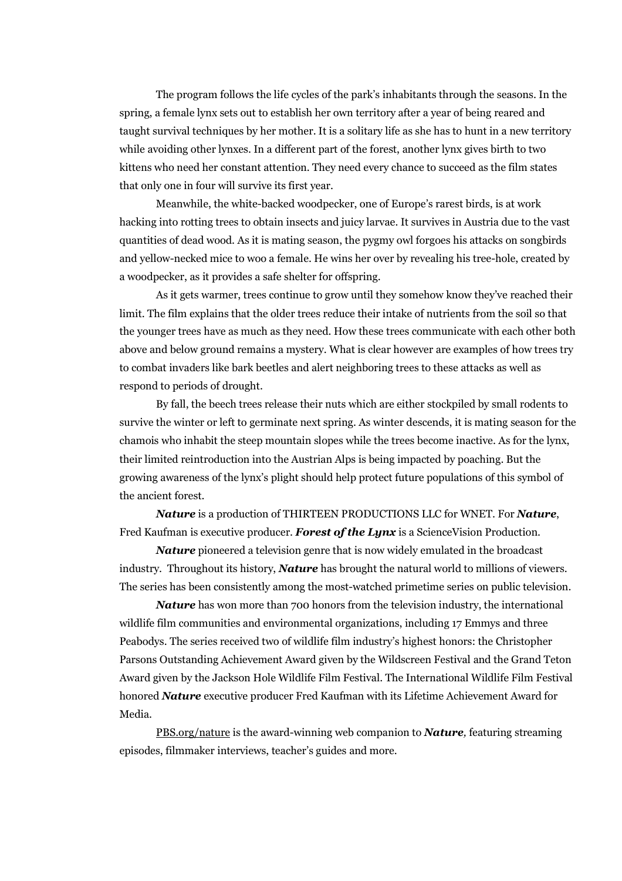The program follows the life cycles of the park's inhabitants through the seasons. In the spring, a female lynx sets out to establish her own territory after a year of being reared and taught survival techniques by her mother. It is a solitary life as she has to hunt in a new territory while avoiding other lynxes. In a different part of the forest, another lynx gives birth to two kittens who need her constant attention. They need every chance to succeed as the film states that only one in four will survive its first year.

Meanwhile, the white-backed woodpecker, one of Europe's rarest birds, is at work hacking into rotting trees to obtain insects and juicy larvae. It survives in Austria due to the vast quantities of dead wood. As it is mating season, the pygmy owl forgoes his attacks on songbirds and yellow-necked mice to woo a female. He wins her over by revealing his tree-hole, created by a woodpecker, as it provides a safe shelter for offspring.

As it gets warmer, trees continue to grow until they somehow know they've reached their limit. The film explains that the older trees reduce their intake of nutrients from the soil so that the younger trees have as much as they need. How these trees communicate with each other both above and below ground remains a mystery. What is clear however are examples of how trees try to combat invaders like bark beetles and alert neighboring trees to these attacks as well as respond to periods of drought.

By fall, the beech trees release their nuts which are either stockpiled by small rodents to survive the winter or left to germinate next spring. As winter descends, it is mating season for the chamois who inhabit the steep mountain slopes while the trees become inactive. As for the lynx, their limited reintroduction into the Austrian Alps is being impacted by poaching. But the growing awareness of the lynx's plight should help protect future populations of this symbol of the ancient forest.

***Nature*** is a production of THIRTEEN PRODUCTIONS LLC for WNET. For ***Nature***, Fred Kaufman is executive producer. ***Forest of the Lynx*** is a ScienceVision Production.

***Nature*** pioneered a television genre that is now widely emulated in the broadcast industry. Throughout its history, ***Nature*** has brought the natural world to millions of viewers. The series has been consistently among the most-watched primetime series on public television.

***Nature*** has won more than 700 honors from the television industry, the international wildlife film communities and environmental organizations, including 17 Emmys and three Peabodys. The series received two of wildlife film industry's highest honors: the Christopher Parsons Outstanding Achievement Award given by the Wildscreen Festival and the Grand Teton Award given by the Jackson Hole Wildlife Film Festival. The International Wildlife Film Festival honored ***Nature*** executive producer Fred Kaufman with its Lifetime Achievement Award for Media.

PBS.org/nature is the award-winning web companion to ***Nature***, featuring streaming episodes, filmmaker interviews, teacher's guides and more.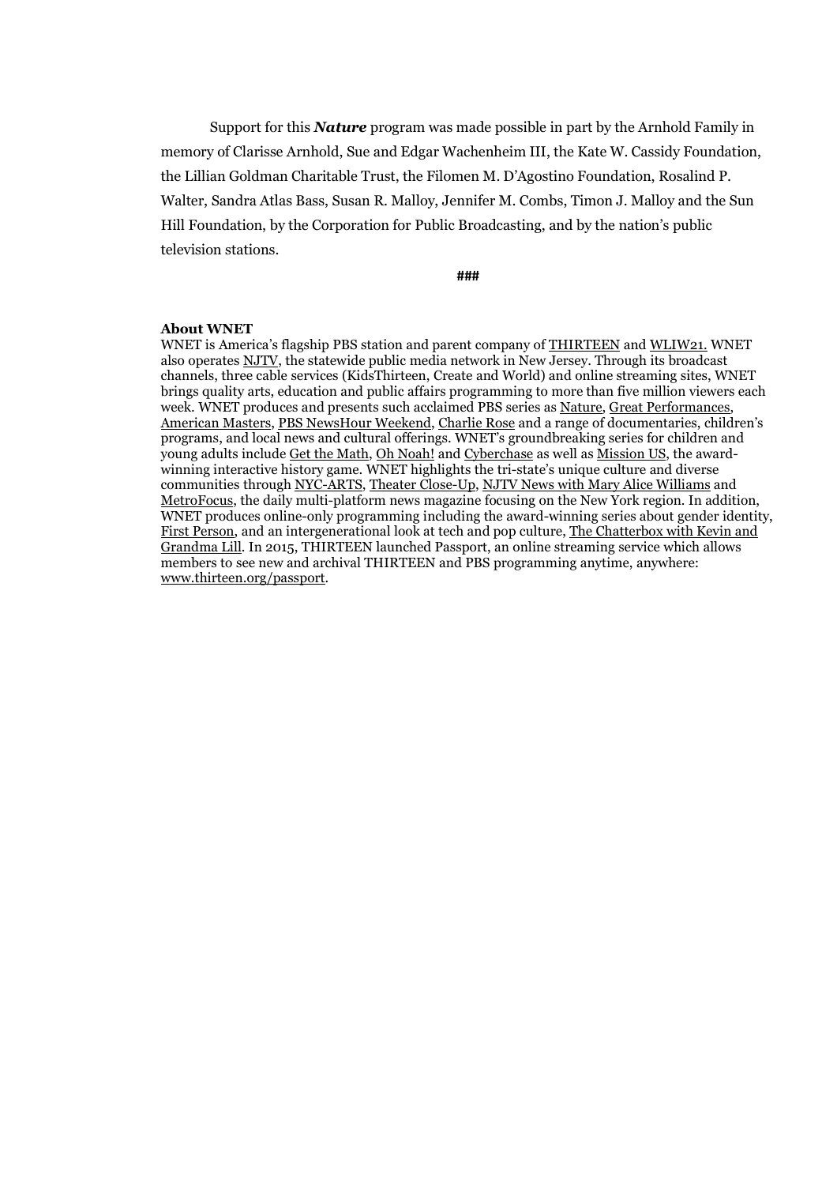Support for this ***Nature*** program was made possible in part by the Arnhold Family in memory of Clarisse Arnhold, Sue and Edgar Wachenheim III, the Kate W. Cassidy Foundation, the Lillian Goldman Charitable Trust, the Filomen M. D'Agostino Foundation, Rosalind P. Walter, Sandra Atlas Bass, Susan R. Malloy, Jennifer M. Combs, Timon J. Malloy and the Sun Hill Foundation, by the Corporation for Public Broadcasting, and by the nation's public television stations.

###

**About WNET**
WNET is America's flagship PBS station and parent company of THIRTEEN and WLIW21. WNET also operates NJTV, the statewide public media network in New Jersey. Through its broadcast channels, three cable services (KidsThirteen, Create and World) and online streaming sites, WNET brings quality arts, education and public affairs programming to more than five million viewers each week. WNET produces and presents such acclaimed PBS series as Nature, Great Performances, American Masters, PBS NewsHour Weekend, Charlie Rose and a range of documentaries, children's programs, and local news and cultural offerings. WNET's groundbreaking series for children and young adults include Get the Math, Oh Noah! and Cyberchase as well as Mission US, the award-winning interactive history game. WNET highlights the tri-state's unique culture and diverse communities through NYC-ARTS, Theater Close-Up, NJTV News with Mary Alice Williams and MetroFocus, the daily multi-platform news magazine focusing on the New York region. In addition, WNET produces online-only programming including the award-winning series about gender identity, First Person, and an intergenerational look at tech and pop culture, The Chatterbox with Kevin and Grandma Lill. In 2015, THIRTEEN launched Passport, an online streaming service which allows members to see new and archival THIRTEEN and PBS programming anytime, anywhere: www.thirteen.org/passport.